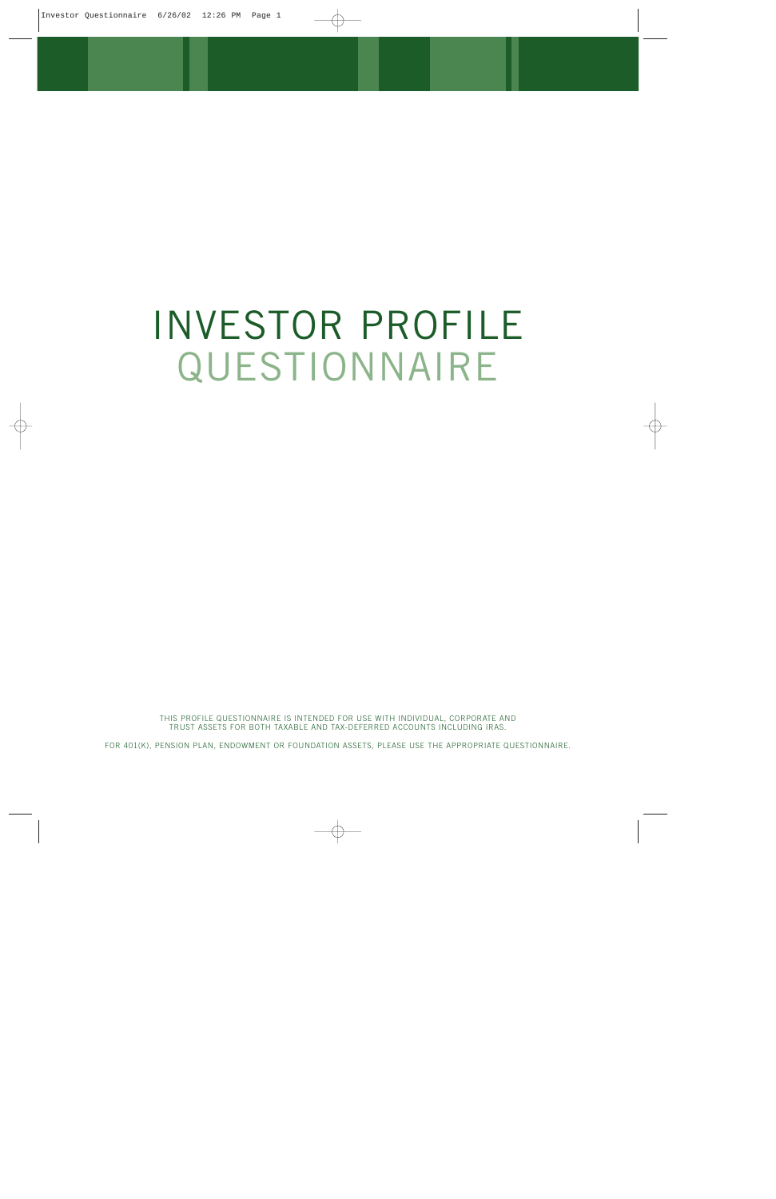# INVESTOR PROFILE QUESTIONNAIRE

THIS PROFILE QUESTIONNAIRE IS INTENDED FOR USE WITH INDIVIDUAL, CORPORATE AND TRUST ASSETS FOR BOTH TAXABLE AND TAX-DEFERRED ACCOUNTS INCLUDING IRAS.

FOR 401(K), PENSION PLAN, ENDOWMENT OR FOUNDATION ASSETS, PLEASE USE THE APPROPRIATE QUESTIONNAIRE.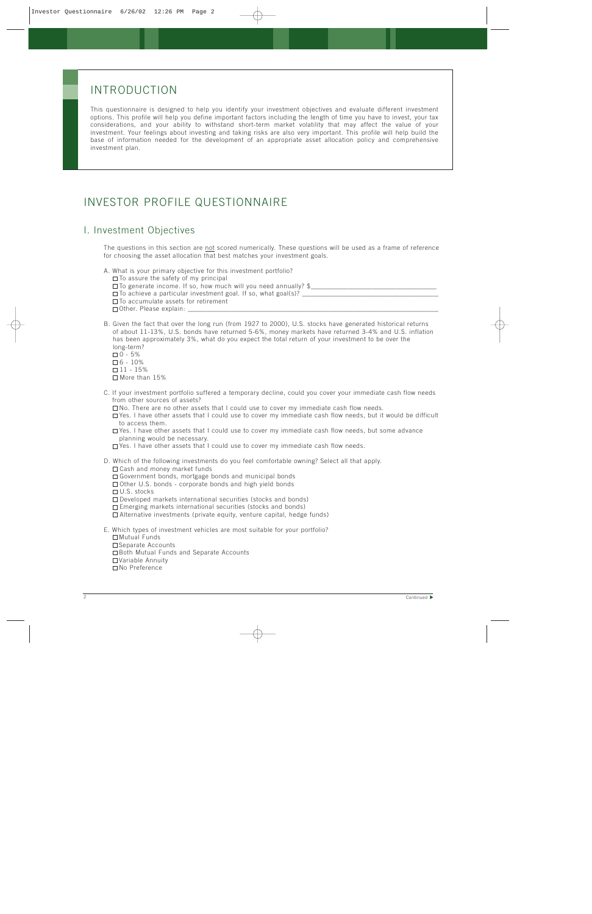## INTRODUCTION

This questionnaire is designed to help you identify your investment objectives and evaluate different investment options. This profile will help you define important factors including the length of time you have to invest, your tax considerations, and your ability to withstand short-term market volatility that may affect the value of your investment. Your feelings about investing and taking risks are also very important. This profile will help build the base of information needed for the development of an appropriate asset allocation policy and comprehensive investment plan.

# INVESTOR PROFILE QUESTIONNAIRE

## I. Investment Objectives

The questions in this section are not scored numerically. These questions will be used as a frame of reference for choosing the asset allocation that best matches your investment goals.

A. What is your primary objective for this investment portfolio?

- ☐ To assure the safety of my principal
- ☐ To generate income. If so, how much will you need annually? $___________________________________
- ☐ To achieve a particular investment goal. If so, what goal(s)? ___________________________________
- ☐ To accumulate assets for retirement
- ☐ Other. Please explain: ___________________________________

B. Given the fact that over the long run (from 1927 to 2000), U.S. stocks have generated historical returns of about 11-13%, U.S. bonds have returned 5-6%, money markets have returned 3-4% and U.S. inflation has been approximately 3%, what do you expect the total return of your investment to be over the long-term?

- ☐ 0 - 5%
- ☐ 6 - 10%
- ☐ 11 - 15%
- ☐ More than 15%

C. If your investment portfolio suffered a temporary decline, could you cover your immediate cash flow needs from other sources of assets?

- ☐ No. There are no other assets that I could use to cover my immediate cash flow needs.
- ☐ Yes. I have other assets that I could use to cover my immediate cash flow needs, but it would be difficult to access them.
- ☐ Yes. I have other assets that I could use to cover my immediate cash flow needs, but some advance planning would be necessary.
- ☐ Yes. I have other assets that I could use to cover my immediate cash flow needs.

D. Which of the following investments do you feel comfortable owning? Select all that apply.

- ☐ Cash and money market funds
- ☐ Government bonds, mortgage bonds and municipal bonds
- ☐ Other U.S. bonds - corporate bonds and high yield bonds
- ☐ U.S. stocks
- ☐ Developed markets international securities (stocks and bonds)
- ☐ Emerging markets international securities (stocks and bonds)
- ☐ Alternative investments (private equity, venture capital, hedge funds)

E. Which types of investment vehicles are most suitable for your portfolio?

- ☐ Mutual Funds
- ☐ Separate Accounts
- ☐ Both Mutual Funds and Separate Accounts
- ☐ Variable Annuity
- ☐ No Preference

Continued ▶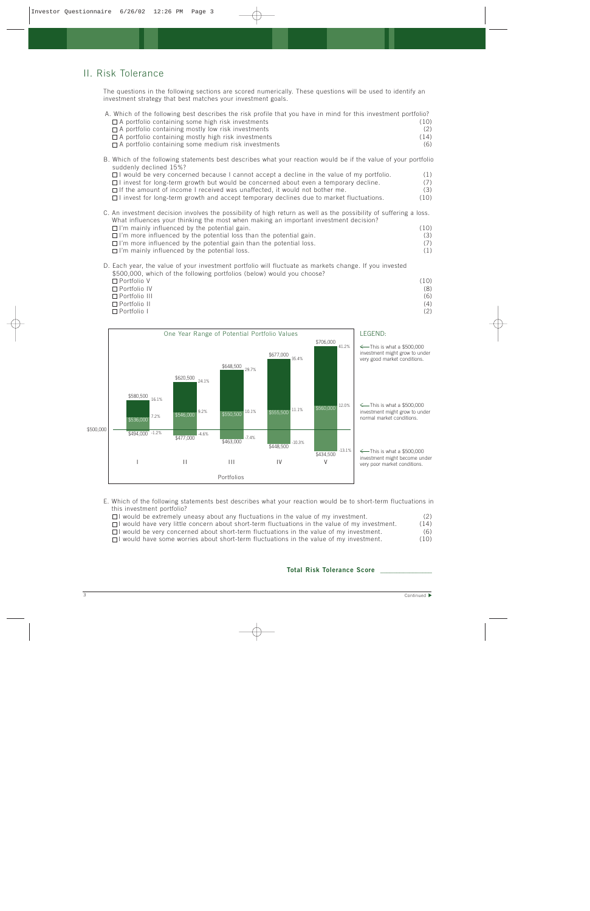## II. Risk Tolerance

The questions in the following sections are scored numerically. These questions will be used to identify an investment strategy that best matches your investment goals.

A. Which of the following best describes the risk profile that you have in mind for this investment portfolio?

- ☐ A portfolio containing some high risk investments (10)
- ☐ A portfolio containing mostly low risk investments (2)
- ☐ A portfolio containing mostly high risk investments (14)
- ☐ A portfolio containing some medium risk investments (6)

B. Which of the following statements best describes what your reaction would be if the value of your portfolio suddenly declined 15%?

- ☐ I would be very concerned because I cannot accept a decline in the value of my portfolio. (1)
- ☐ I invest for long-term growth but would be concerned about even a temporary decline. (7)
- ☐ If the amount of income I received was unaffected, it would not bother me. (3)
- ☐ I invest for long-term growth and accept temporary declines due to market fluctuations. (10)

C. An investment decision involves the possibility of high return as well as the possibility of suffering a loss. What influences your thinking the most when making an important investment decision?

- ☐ I'm mainly influenced by the potential gain. (10)
- ☐ I'm more influenced by the potential loss than the potential gain. (3)
- ☐ I'm more influenced by the potential gain than the potential loss. (7)
- ☐ I'm mainly influenced by the potential loss. (1)

D. Each year, the value of your investment portfolio will fluctuate as markets change. If you invested $500,000, which of the following portfolios (below) would you choose?

- ☐ Portfolio V (10)
- ☐ Portfolio IV (8)
- ☐ Portfolio III (6)
- ☐ Portfolio II (4)
- ☐ Portfolio I (2)

**One Year Range of Potential Portfolio Values**

| Portfolio | Very good market conditions | Normal market conditions | Very poor market conditions |
|---|---|---|---|
| I | $580,500 (16.1%) | $536,000 (7.2%) | $494,000 (-1.2%) |
| II | $620,500 (24.1%) | $546,000 (9.2%) | $477,000 (-4.6%) |
| III | $648,500 (29.7%) | $550,500 (10.1%) | $463,000 (-7.4%) |
| IV | $677,000 (35.4%) | $555,500 (11.1%) | $448,500 (-10.3%) |
| V | $706,000 (41.2%) | $560,000 (12.0%) | $434,500 (-13.1%) |

Baseline: $500,000

LEGEND:

- This is what a $500,000 investment might grow to under very good market conditions.
- This is what a $500,000 investment might grow to under normal market conditions.
- This is what a $500,000 investment might become under very poor market conditions.

E. Which of the following statements best describes what your reaction would be to short-term fluctuations in this investment portfolio?

- ☐ I would be extremely uneasy about any fluctuations in the value of my investment. (2)
- ☐ I would have very little concern about short-term fluctuations in the value of my investment. (14)
- ☐ I would be very concerned about short-term fluctuations in the value of my investment. (6)
- ☐ I would have some worries about short-term fluctuations in the value of my investment. (10)

**Total Risk Tolerance Score** _____________

Continued ▶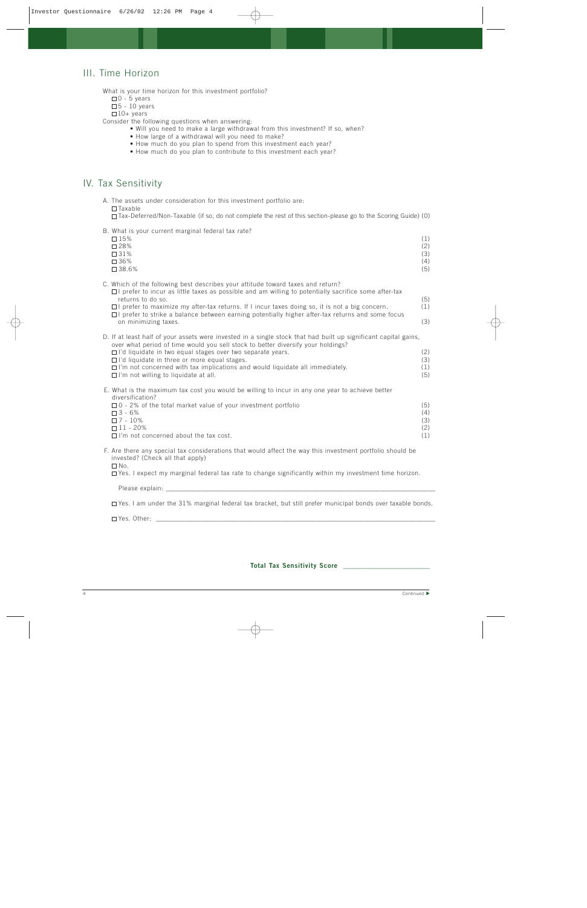## III. Time Horizon

What is your time horizon for this investment portfolio?

- ☐ 0 - 5 years
- ☐ 5 - 10 years
- ☐ 10+ years

Consider the following questions when answering:

- Will you need to make a large withdrawal from this investment? If so, when?
- How large of a withdrawal will you need to make?
- How much do you plan to spend from this investment each year?
- How much do you plan to contribute to this investment each year?

## IV. Tax Sensitivity

A. The assets under consideration for this investment portfolio are:

- ☐ Taxable
- ☐ Tax-Deferred/Non-Taxable (if so, do not complete the rest of this section-please go to the Scoring Guide) (0)

B. What is your current marginal federal tax rate?

- ☐ 15% (1)
- ☐ 28% (2)
- ☐ 31% (3)
- ☐ 36% (4)
- ☐ 38.6% (5)

C. Which of the following best describes your attitude toward taxes and return?

- ☐ I prefer to incur as little taxes as possible and am willing to potentially sacrifice some after-tax returns to do so. (5)
- ☐ I prefer to maximize my after-tax returns. If I incur taxes doing so, it is not a big concern. (1)
- ☐ I prefer to strike a balance between earning potentially higher after-tax returns and some focus on minimizing taxes. (3)

D. If at least half of your assets were invested in a single stock that had built up significant capital gains, over what period of time would you sell stock to better diversify your holdings?

- ☐ I'd liquidate in two equal stages over two separate years. (2)
- ☐ I'd liquidate in three or more equal stages. (3)
- ☐ I'm not concerned with tax implications and would liquidate all immediately. (1)
- ☐ I'm not willing to liquidate at all. (5)

E. What is the maximum tax cost you would be willing to incur in any one year to achieve better diversification?

- ☐ 0 - 2% of the total market value of your investment portfolio (5)
- ☐ 3 - 6% (4)
- ☐ 7 - 10% (3)
- ☐ 11 - 20% (2)
- ☐ I'm not concerned about the tax cost. (1)

F. Are there any special tax considerations that would affect the way this investment portfolio should be invested? (Check all that apply)

- ☐ No.
- ☐ Yes. I expect my marginal federal tax rate to change significantly within my investment time horizon.

  Please explain: ______________________________________________

- ☐ Yes. I am under the 31% marginal federal tax bracket, but still prefer municipal bonds over taxable bonds.
- ☐ Yes. Other: ______________________________________________

**Total Tax Sensitivity Score** ____________________

Continued ▶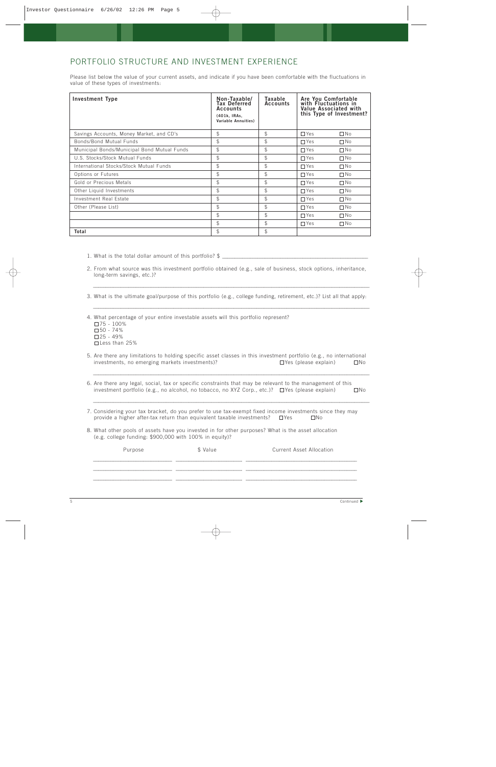## PORTFOLIO STRUCTURE AND INVESTMENT EXPERIENCE

Please list below the value of your current assets, and indicate if you have been comfortable with the fluctuations in value of these types of investments:

| Investment Type | Non-Taxable/ Tax Deferred Accounts (401k, IRAs, Variable Annuities) | Taxable Accounts | Are You Comfortable with Fluctuations in Value Associated with this Type of Investment? | |
|---|---|---|---|---|
| Savings Accounts, Money Market, and CD's | $ | $ | ☐ Yes | ☐ No |
| Bonds/Bond Mutual Funds | $ | $ | ☐ Yes | ☐ No |
| Municipal Bonds/Municipal Bond Mutual Funds | $ | $ | ☐ Yes | ☐ No |
| U.S. Stocks/Stock Mutual Funds | $ | $ | ☐ Yes | ☐ No |
| International Stocks/Stock Mutual Funds | $ | $ | ☐ Yes | ☐ No |
| Options or Futures | $ | $ | ☐ Yes | ☐ No |
| Gold or Precious Metals | $ | $ | ☐ Yes | ☐ No |
| Other Liquid Investments | $ | $ | ☐ Yes | ☐ No |
| Investment Real Estate | $ | $ | ☐ Yes | ☐ No |
| Other (Please List) | $ | $ | ☐ Yes | ☐ No |
| | $ | $ | ☐ Yes | ☐ No |
| | $ | $ | ☐ Yes | ☐ No |
| **Total** | $ | $ | | |

1. What is the total dollar amount of this portfolio? $ ______________________________

2. From what source was this investment portfolio obtained (e.g., sale of business, stock options, inheritance, long-term savings, etc.)?

   ______________________________

3. What is the ultimate goal/purpose of this portfolio (e.g., college funding, retirement, etc.)? List all that apply:

   ______________________________

4. What percentage of your entire investable assets will this portfolio represent?
   - ☐ 75 - 100%
   - ☐ 50 - 74%
   - ☐ 25 - 49%
   - ☐ Less than 25%

5. Are there any limitations to holding specific asset classes in this investment portfolio (e.g., no international investments, no emerging markets investments)? ☐ Yes (please explain) ☐ No

   ______________________________

6. Are there any legal, social, tax or specific constraints that may be relevant to the management of this investment portfolio (e.g., no alcohol, no tobacco, no XYZ Corp., etc.)? ☐ Yes (please explain) ☐ No

   ______________________________

7. Considering your tax bracket, do you prefer to use tax-exempt fixed income investments since they may provide a higher after-tax return than equivalent taxable investments? ☐ Yes ☐ No

8. What other pools of assets have you invested in for other purposes? What is the asset allocation (e.g. college funding: $900,000 with 100% in equity)?

| Purpose | $ Value | Current Asset Allocation |
|---|---|---|
| | | |
| | | |
| | | |

Continued ▶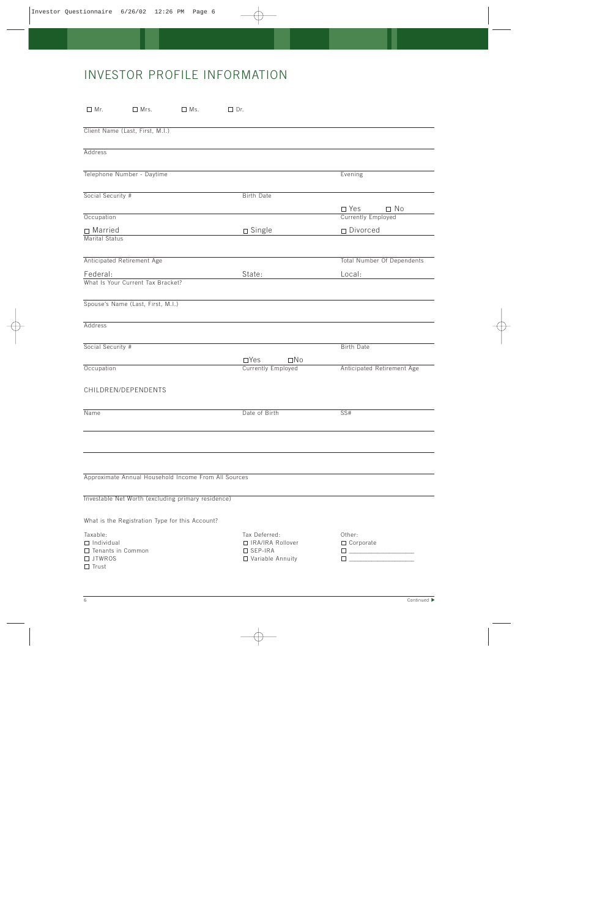# INVESTOR PROFILE INFORMATION

☐ Mr. ☐ Mrs. ☐ Ms. ☐ Dr.

Client Name (Last, First, M.I.)

Address

Telephone Number - Daytime | Evening

Social Security # | Birth Date

Occupation | Currently Employed ☐ Yes ☐ No

Marital Status ☐ Married ☐ Single ☐ Divorced

Anticipated Retirement Age | Total Number Of Dependents

What Is Your Current Tax Bracket? Federal: State: Local:

Spouse's Name (Last, First, M.I.)

Address

Social Security # | Birth Date

Occupation | Currently Employed ☐Yes ☐No | Anticipated Retirement Age

CHILDREN/DEPENDENTS

| Name | Date of Birth | SS# |
|---|---|---|
| | | |
| | | |

Approximate Annual Household Income From All Sources

Investable Net Worth (excluding primary residence)

What is the Registration Type for this Account?

| Taxable: | Tax Deferred: | Other: |
|---|---|---|
| ☐ Individual | ☐ IRA/IRA Rollover | ☐ Corporate |
| ☐ Tenants in Common | ☐ SEP-IRA | ☐ ________________ |
| ☐ JTWROS | ☐ Variable Annuity | ☐ ________________ |
| ☐ Trust | | |

Continued ▶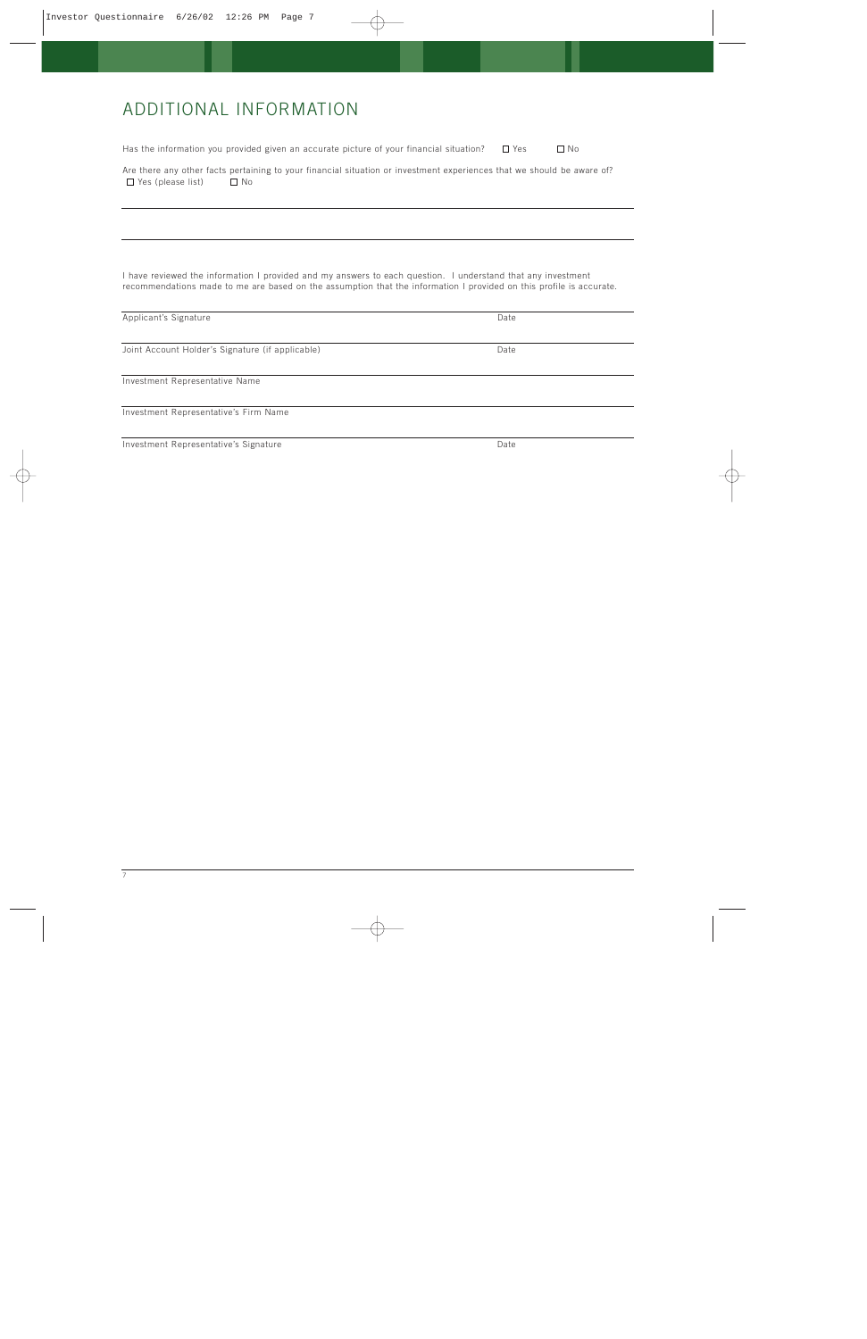# ADDITIONAL INFORMATION

Has the information you provided given an accurate picture of your financial situation? ☐ Yes ☐ No

Are there any other facts pertaining to your financial situation or investment experiences that we should be aware of?
☐ Yes (please list) ☐ No

\_\_\_\_\_\_\_\_\_\_\_\_\_\_\_\_\_\_\_\_\_\_\_\_\_\_\_\_\_\_\_\_\_\_\_\_\_\_\_\_\_\_\_\_\_\_\_\_\_\_\_\_\_\_\_\_\_\_\_\_

\_\_\_\_\_\_\_\_\_\_\_\_\_\_\_\_\_\_\_\_\_\_\_\_\_\_\_\_\_\_\_\_\_\_\_\_\_\_\_\_\_\_\_\_\_\_\_\_\_\_\_\_\_\_\_\_\_\_\_\_

I have reviewed the information I provided and my answers to each question. I understand that any investment recommendations made to me are based on the assumption that the information I provided on this profile is accurate.

\_\_\_\_\_\_\_\_\_\_\_\_\_\_\_\_\_\_\_\_\_\_\_\_\_\_\_\_\_\_\_\_\_\_\_\_\_\_\_\_\_\_\_\_\_\_\_\_\_\_\_\_\_\_\_\_\_\_\_\_
Applicant's Signature — Date

\_\_\_\_\_\_\_\_\_\_\_\_\_\_\_\_\_\_\_\_\_\_\_\_\_\_\_\_\_\_\_\_\_\_\_\_\_\_\_\_\_\_\_\_\_\_\_\_\_\_\_\_\_\_\_\_\_\_\_\_
Joint Account Holder's Signature (if applicable) — Date

\_\_\_\_\_\_\_\_\_\_\_\_\_\_\_\_\_\_\_\_\_\_\_\_\_\_\_\_\_\_\_\_\_\_\_\_\_\_\_\_\_\_\_\_\_\_\_\_\_\_\_\_\_\_\_\_\_\_\_\_
Investment Representative Name

\_\_\_\_\_\_\_\_\_\_\_\_\_\_\_\_\_\_\_\_\_\_\_\_\_\_\_\_\_\_\_\_\_\_\_\_\_\_\_\_\_\_\_\_\_\_\_\_\_\_\_\_\_\_\_\_\_\_\_\_
Investment Representative's Firm Name

\_\_\_\_\_\_\_\_\_\_\_\_\_\_\_\_\_\_\_\_\_\_\_\_\_\_\_\_\_\_\_\_\_\_\_\_\_\_\_\_\_\_\_\_\_\_\_\_\_\_\_\_\_\_\_\_\_\_\_\_
Investment Representative's Signature — Date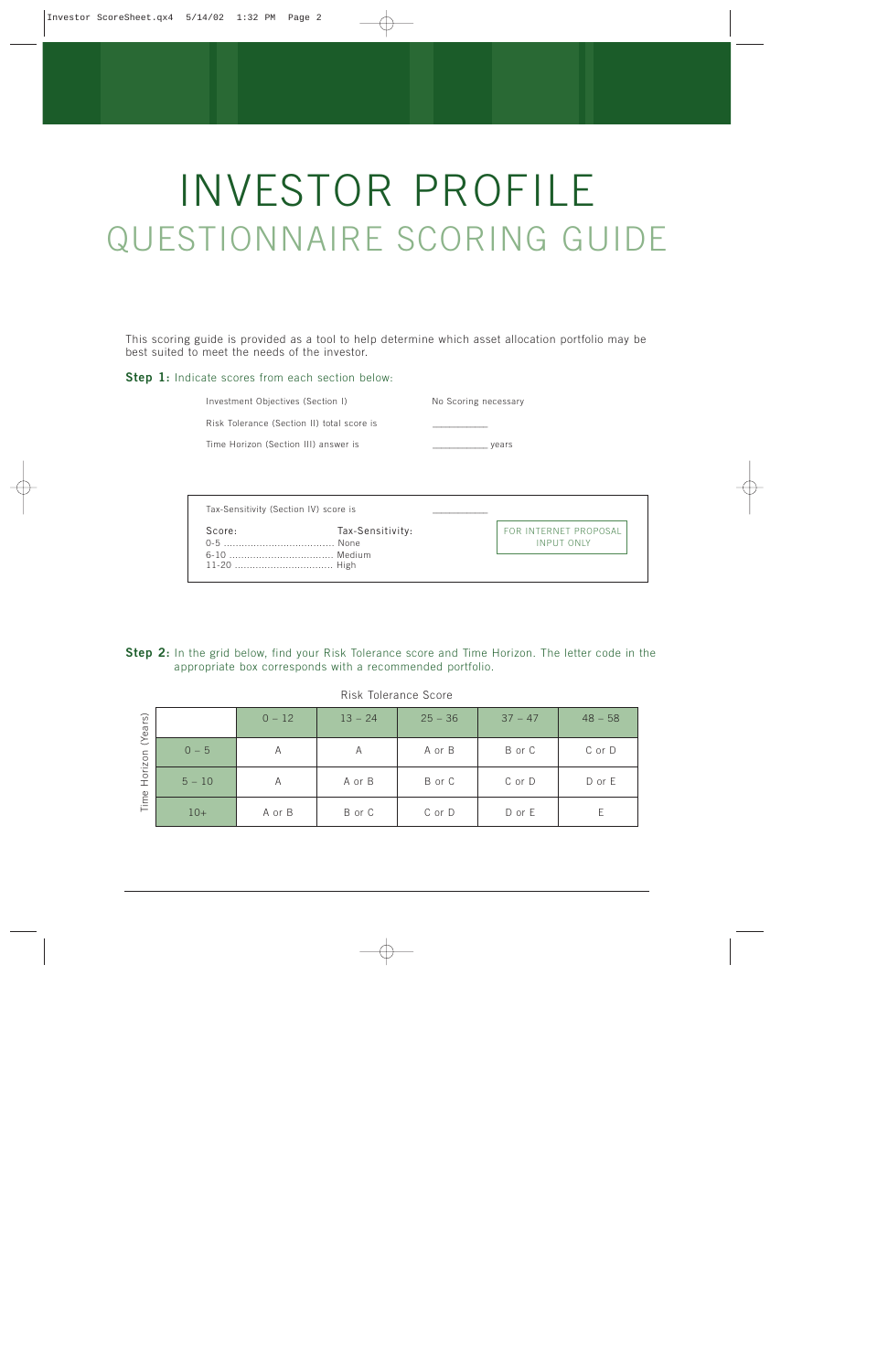# INVESTOR PROFILE

## QUESTIONNAIRE SCORING GUIDE

This scoring guide is provided as a tool to help determine which asset allocation portfolio may be best suited to meet the needs of the investor.

**Step 1:** Indicate scores from each section below:

| | |
|---|---|
| Investment Objectives (Section I) | No Scoring necessary |
| Risk Tolerance (Section II) total score is | __________ |
| Time Horizon (Section III) answer is | __________ years |

Tax-Sensitivity (Section IV) score is __________

| Score: | Tax-Sensitivity: |
|---|---|
| 0-5 | None |
| 6-10 | Medium |
| 11-20 | High |

FOR INTERNET PROPOSAL INPUT ONLY

**Step 2:** In the grid below, find your Risk Tolerance score and Time Horizon. The letter code in the appropriate box corresponds with a recommended portfolio.

Risk Tolerance Score

| Time Horizon (Years) | 0 – 12 | 13 – 24 | 25 – 36 | 37 – 47 | 48 – 58 |
|---|---|---|---|---|---|
| 0 – 5 | A | A | A or B | B or C | C or D |
| 5 – 10 | A | A or B | B or C | C or D | D or E |
| 10+ | A or B | B or C | C or D | D or E | E |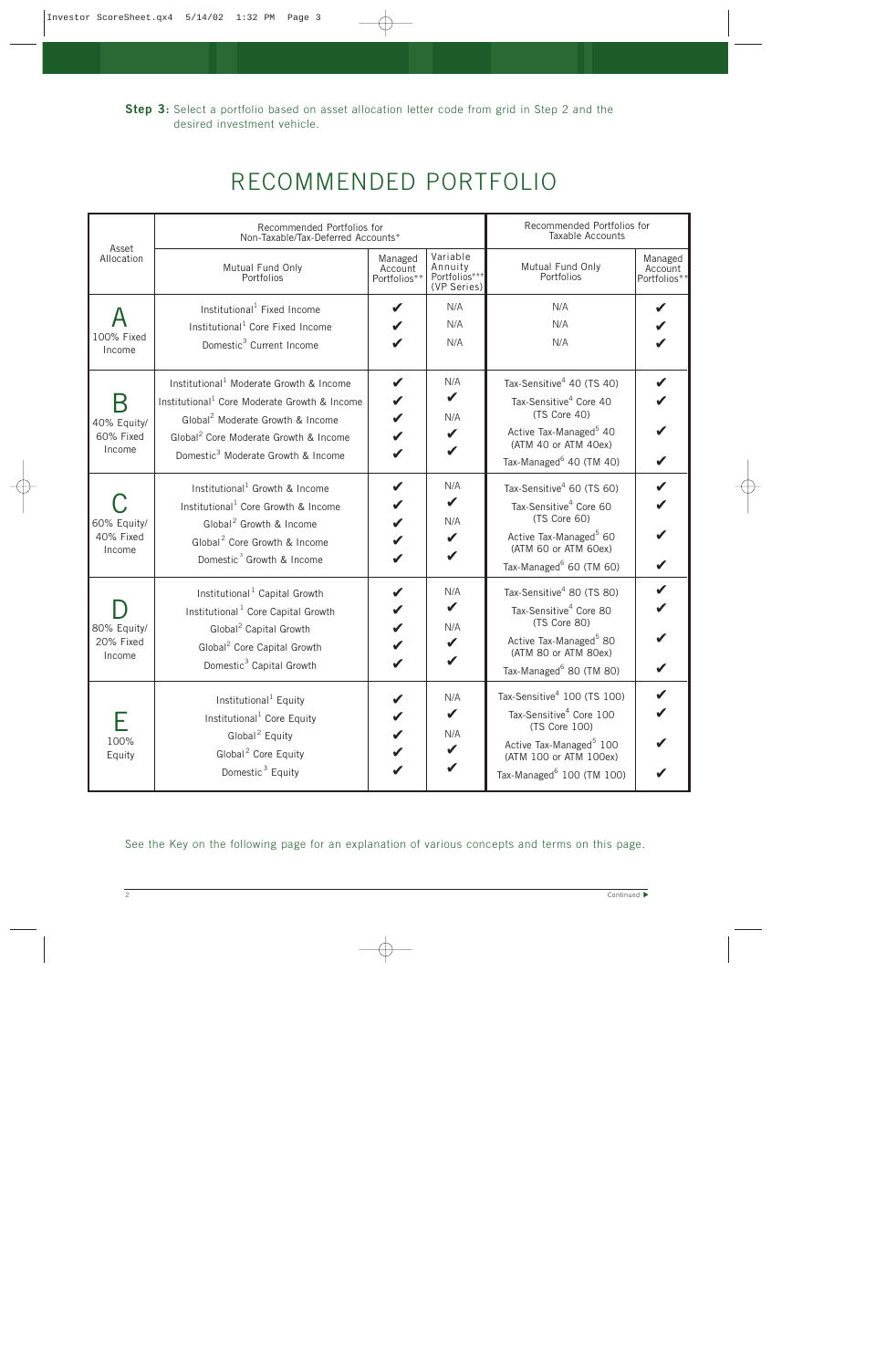**Step 3:** Select a portfolio based on asset allocation letter code from grid in Step 2 and the desired investment vehicle.

# RECOMMENDED PORTFOLIO

| Asset Allocation | Recommended Portfolios for Non-Taxable/Tax-Deferred Accounts* | | | Recommended Portfolios for Taxable Accounts | |
|---|---|---|---|---|---|
| | Mutual Fund Only Portfolios | Managed Account Portfolios** | Variable Annuity Portfolios*** (VP Series) | Mutual Fund Only Portfolios | Managed Account Portfolios** |
| **A** 100% Fixed Income | Institutional[1] Fixed Income | ✔ | N/A | N/A | ✔ |
| | Institutional[1] Core Fixed Income | ✔ | N/A | N/A | ✔ |
| | Domestic[3] Current Income | ✔ | N/A | N/A | ✔ |
| **B** 40% Equity/ 60% Fixed Income | Institutional[1] Moderate Growth & Income | ✔ | N/A | Tax-Sensitive[4] 40 (TS 40) | ✔ |
| | Institutional[1] Core Moderate Growth & Income | ✔ | ✔ | Tax-Sensitive[4] Core 40 (TS Core 40) | ✔ |
| | Global[2] Moderate Growth & Income | ✔ | N/A | Active Tax-Managed[5] 40 (ATM 40 or ATM 40ex) | ✔ |
| | Global[2] Core Moderate Growth & Income | ✔ | ✔ | Tax-Managed[6] 40 (TM 40) | ✔ |
| | Domestic[3] Moderate Growth & Income | ✔ | ✔ | | |
| **C** 60% Equity/ 40% Fixed Income | Institutional[1] Growth & Income | ✔ | N/A | Tax-Sensitive[4] 60 (TS 60) | ✔ |
| | Institutional[1] Core Growth & Income | ✔ | ✔ | Tax-Sensitive[4] Core 60 (TS Core 60) | ✔ |
| | Global[2] Growth & Income | ✔ | N/A | Active Tax-Managed[5] 60 (ATM 60 or ATM 60ex) | ✔ |
| | Global[2] Core Growth & Income | ✔ | ✔ | Tax-Managed[6] 60 (TM 60) | ✔ |
| | Domestic[3] Growth & Income | ✔ | ✔ | | |
| **D** 80% Equity/ 20% Fixed Income | Institutional[1] Capital Growth | ✔ | N/A | Tax-Sensitive[4] 80 (TS 80) | ✔ |
| | Institutional[1] Core Capital Growth | ✔ | ✔ | Tax-Sensitive[4] Core 80 (TS Core 80) | ✔ |
| | Global[2] Capital Growth | ✔ | N/A | Active Tax-Managed[5] 80 (ATM 80 or ATM 80ex) | ✔ |
| | Global[2] Core Capital Growth | ✔ | ✔ | Tax-Managed[6] 80 (TM 80) | ✔ |
| | Domestic[3] Capital Growth | ✔ | ✔ | | |
| **E** 100% Equity | Institutional[1] Equity | ✔ | N/A | Tax-Sensitive[4] 100 (TS 100) | ✔ |
| | Institutional[1] Core Equity | ✔ | ✔ | Tax-Sensitive[4] Core 100 (TS Core 100) | ✔ |
| | Global[2] Equity | ✔ | N/A | Active Tax-Managed[5] 100 (ATM 100 or ATM 100ex) | ✔ |
| | Global[2] Core Equity | ✔ | ✔ | Tax-Managed[6] 100 (TM 100) | ✔ |
| | Domestic[3] Equity | ✔ | ✔ | | |

See the Key on the following page for an explanation of various concepts and terms on this page.

Continued ▶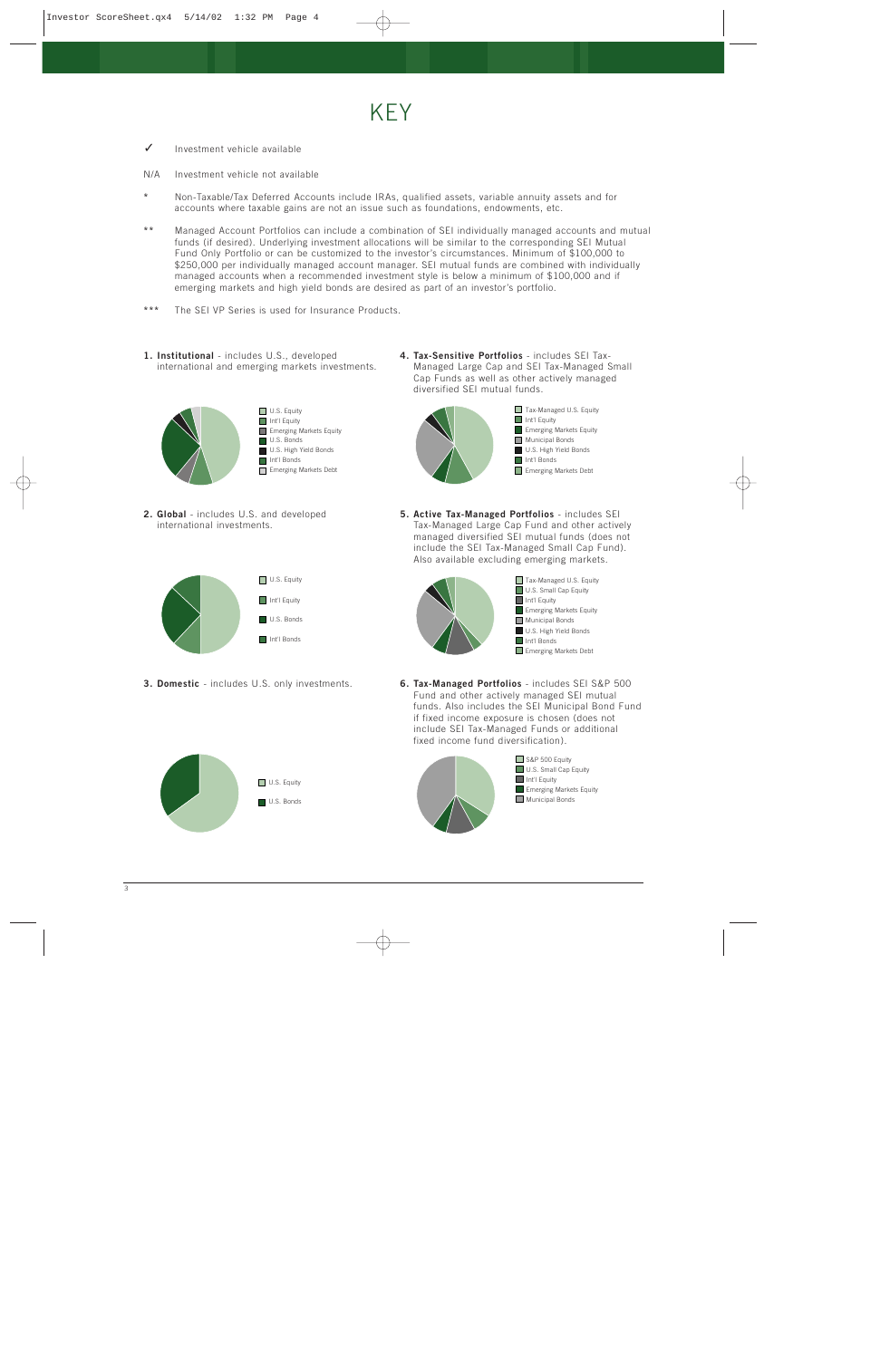# KEY

✓ Investment vehicle available

N/A Investment vehicle not available

* Non-Taxable/Tax Deferred Accounts include IRAs, qualified assets, variable annuity assets and for accounts where taxable gains are not an issue such as foundations, endowments, etc.

** Managed Account Portfolios can include a combination of SEI individually managed accounts and mutual funds (if desired). Underlying investment allocations will be similar to the corresponding SEI Mutual Fund Only Portfolio or can be customized to the investor's circumstances. Minimum of $100,000 to $250,000 per individually managed account manager. SEI mutual funds are combined with individually managed accounts when a recommended investment style is below a minimum of $100,000 and if emerging markets and high yield bonds are desired as part of an investor's portfolio.

*** The SEI VP Series is used for Insurance Products.

**1. Institutional** - includes U.S., developed international and emerging markets investments.

U.S. Equity
Int'l Equity
Emerging Markets Equity
U.S. Bonds
U.S. High Yield Bonds
Int'l Bonds
Emerging Markets Debt

**2. Global** - includes U.S. and developed international investments.

U.S. Equity
Int'l Equity
U.S. Bonds
Int'l Bonds

**3. Domestic** - includes U.S. only investments.

U.S. Equity
U.S. Bonds

**4. Tax-Sensitive Portfolios** - includes SEI Tax-Managed Large Cap and SEI Tax-Managed Small Cap Funds as well as other actively managed diversified SEI mutual funds.

Tax-Managed U.S. Equity
Int'l Equity
Emerging Markets Equity
Municipal Bonds
U.S. High Yield Bonds
Int'l Bonds
Emerging Markets Debt

**5. Active Tax-Managed Portfolios** - includes SEI Tax-Managed Large Cap Fund and other actively managed diversified SEI mutual funds (does not include the SEI Tax-Managed Small Cap Fund). Also available excluding emerging markets.

Tax-Managed U.S. Equity
U.S. Small Cap Equity
Int'l Equity
Emerging Markets Equity
Municipal Bonds
U.S. High Yield Bonds
Int'l Bonds
Emerging Markets Debt

**6. Tax-Managed Portfolios** - includes SEI S&P 500 Fund and other actively managed SEI mutual funds. Also includes the SEI Municipal Bond Fund if fixed income exposure is chosen (does not include SEI Tax-Managed Funds or additional fixed income fund diversification).

S&P 500 Equity
U.S. Small Cap Equity
Int'l Equity
Emerging Markets Equity
Municipal Bonds